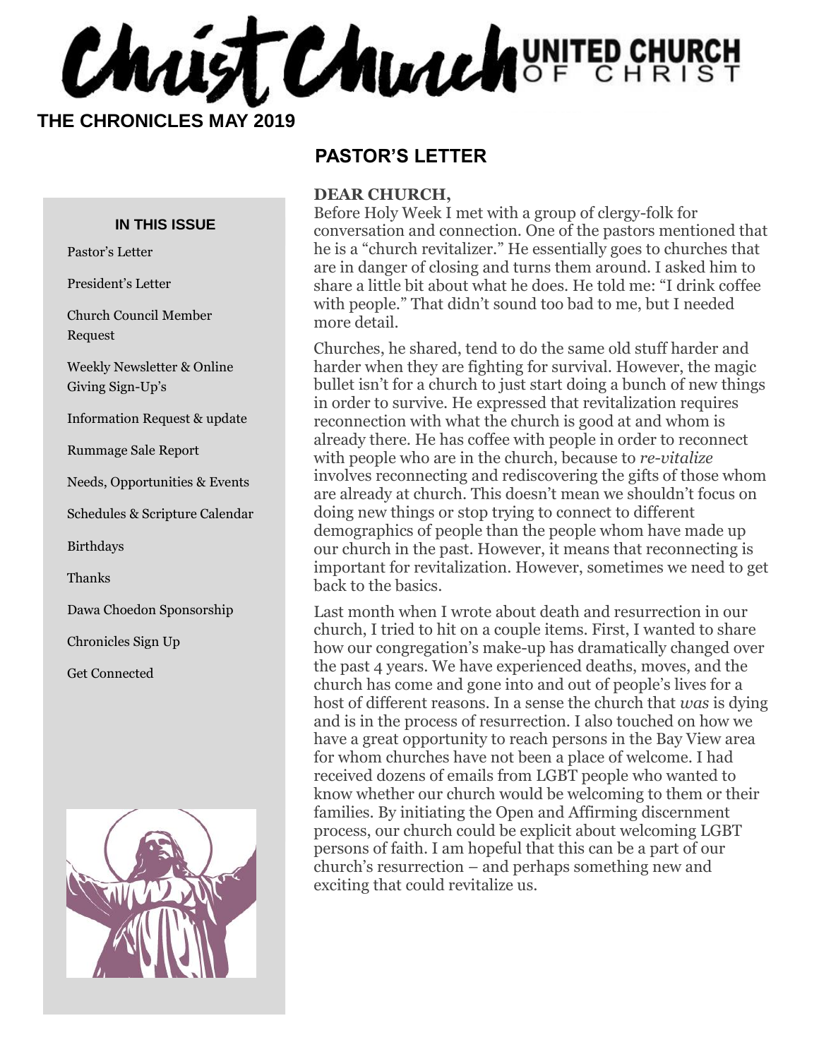# Christ Church UNITED CHURCH OF CHRIST

**THE CHRONICLES MAY 2019**

**IN THIS ISSUE**

- Pastor's Letter
- President's Letter
- Church Council Member Request
- Weekly Newsletter & Online Giving Sign-Up's
- Information Request & update
- Rummage Sale Report
- Needs, Opportunities & Events
- Schedules & Scripture Calendar
- Birthdays
- Thanks
- Dawa Choedon Sponsorship
- Chronicles Sign Up
- Get Connected

## PASTOR'S LETTER

**DEAR CHURCH,**

Before Holy Week I met with a group of clergy-folk for conversation and connection. One of the pastors mentioned that he is a "church revitalizer." He essentially goes to churches that are in danger of closing and turns them around. I asked him to share a little bit about what he does. He told me: "I drink coffee with people." That didn't sound too bad to me, but I needed more detail.

Churches, he shared, tend to do the same old stuff harder and harder when they are fighting for survival. However, the magic bullet isn't for a church to just start doing a bunch of new things in order to survive. He expressed that revitalization requires reconnection with what the church is good at and whom is already there. He has coffee with people in order to reconnect with people who are in the church, because to *re-vitalize* involves reconnecting and rediscovering the gifts of those whom are already at church. This doesn't mean we shouldn't focus on doing new things or stop trying to connect to different demographics of people than the people whom have made up our church in the past. However, it means that reconnecting is important for revitalization. However, sometimes we need to get back to the basics.

Last month when I wrote about death and resurrection in our church, I tried to hit on a couple items. First, I wanted to share how our congregation's make-up has dramatically changed over the past 4 years. We have experienced deaths, moves, and the church has come and gone into and out of people's lives for a host of different reasons. In a sense the church that *was* is dying and is in the process of resurrection. I also touched on how we have a great opportunity to reach persons in the Bay View area for whom churches have not been a place of welcome. I had received dozens of emails from LGBT people who wanted to know whether our church would be welcoming to them or their families. By initiating the Open and Affirming discernment process, our church could be explicit about welcoming LGBT persons of faith. I am hopeful that this can be a part of our church's resurrection – and perhaps something new and exciting that could revitalize us.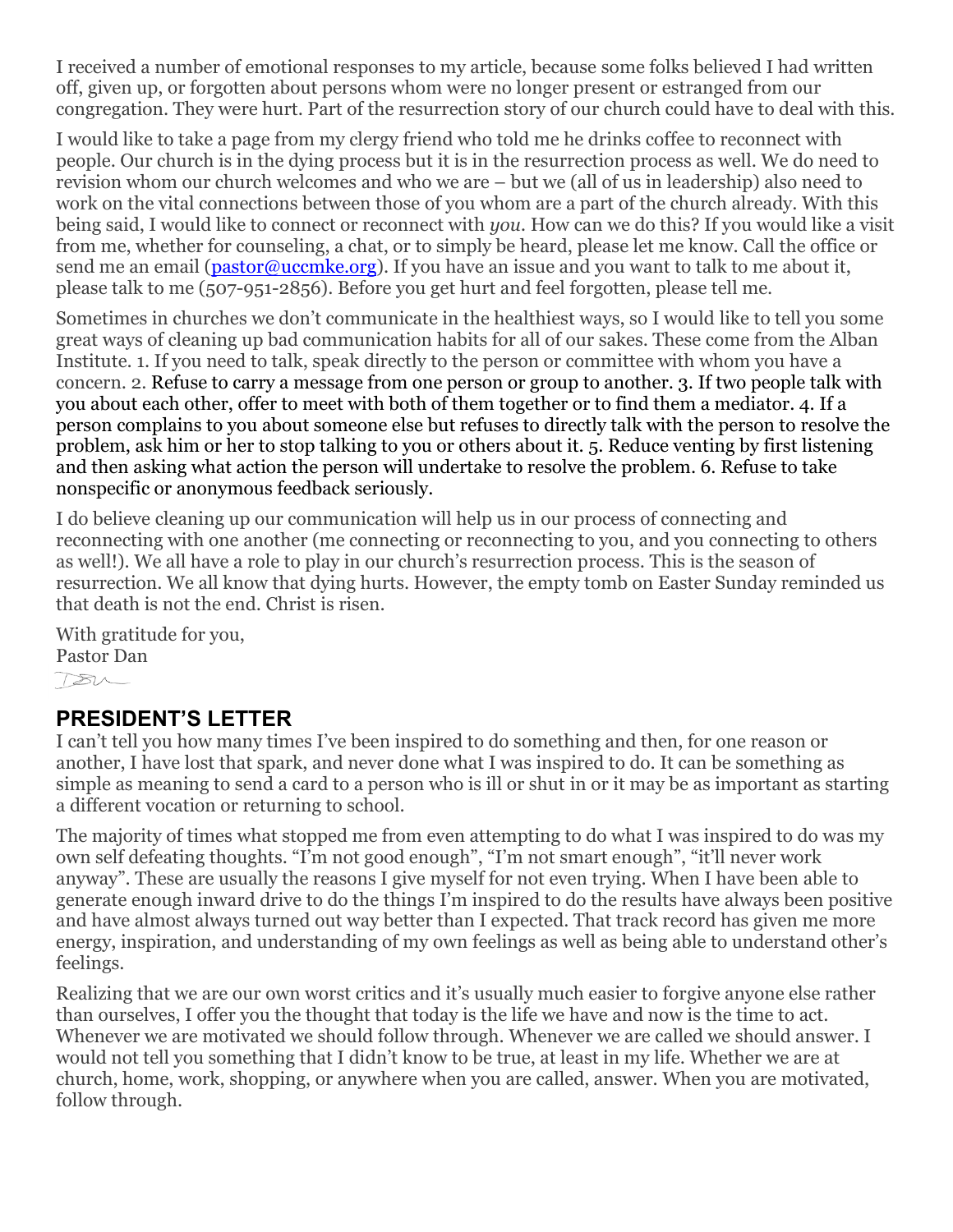I received a number of emotional responses to my article, because some folks believed I had written off, given up, or forgotten about persons whom were no longer present or estranged from our congregation. They were hurt. Part of the resurrection story of our church could have to deal with this.

I would like to take a page from my clergy friend who told me he drinks coffee to reconnect with people. Our church is in the dying process but it is in the resurrection process as well. We do need to revision whom our church welcomes and who we are – but we (all of us in leadership) also need to work on the vital connections between those of you whom are a part of the church already. With this being said, I would like to connect or reconnect with *you*. How can we do this? If you would like a visit from me, whether for counseling, a chat, or to simply be heard, please let me know. Call the office or send me an email ([pastor@uccmke.org](mailto:pastor@uccmke.org)). If you have an issue and you want to talk to me about it, please talk to me (507-951-2856). Before you get hurt and feel forgotten, please tell me.

Sometimes in churches we don't communicate in the healthiest ways, so I would like to tell you some great ways of cleaning up bad communication habits for all of our sakes. These come from the Alban Institute. 1. If you need to talk, speak directly to the person or committee with whom you have a concern. 2. Refuse to carry a message from one person or group to another. 3. If two people talk with you about each other, offer to meet with both of them together or to find them a mediator. 4. If a person complains to you about someone else but refuses to directly talk with the person to resolve the problem, ask him or her to stop talking to you or others about it. 5. Reduce venting by first listening and then asking what action the person will undertake to resolve the problem. 6. Refuse to take nonspecific or anonymous feedback seriously.

I do believe cleaning up our communication will help us in our process of connecting and reconnecting with one another (me connecting or reconnecting to you, and you connecting to others as well!). We all have a role to play in our church's resurrection process. This is the season of resurrection. We all know that dying hurts. However, the empty tomb on Easter Sunday reminded us that death is not the end. Christ is risen.

With gratitude for you,
Pastor Dan

## PRESIDENT'S LETTER

I can't tell you how many times I've been inspired to do something and then, for one reason or another, I have lost that spark, and never done what I was inspired to do. It can be something as simple as meaning to send a card to a person who is ill or shut in or it may be as important as starting a different vocation or returning to school.

The majority of times what stopped me from even attempting to do what I was inspired to do was my own self defeating thoughts. "I'm not good enough", "I'm not smart enough", "it'll never work anyway". These are usually the reasons I give myself for not even trying. When I have been able to generate enough inward drive to do the things I'm inspired to do the results have always been positive and have almost always turned out way better than I expected. That track record has given me more energy, inspiration, and understanding of my own feelings as well as being able to understand other's feelings.

Realizing that we are our own worst critics and it's usually much easier to forgive anyone else rather than ourselves, I offer you the thought that today is the life we have and now is the time to act. Whenever we are motivated we should follow through. Whenever we are called we should answer. I would not tell you something that I didn't know to be true, at least in my life. Whether we are at church, home, work, shopping, or anywhere when you are called, answer. When you are motivated, follow through.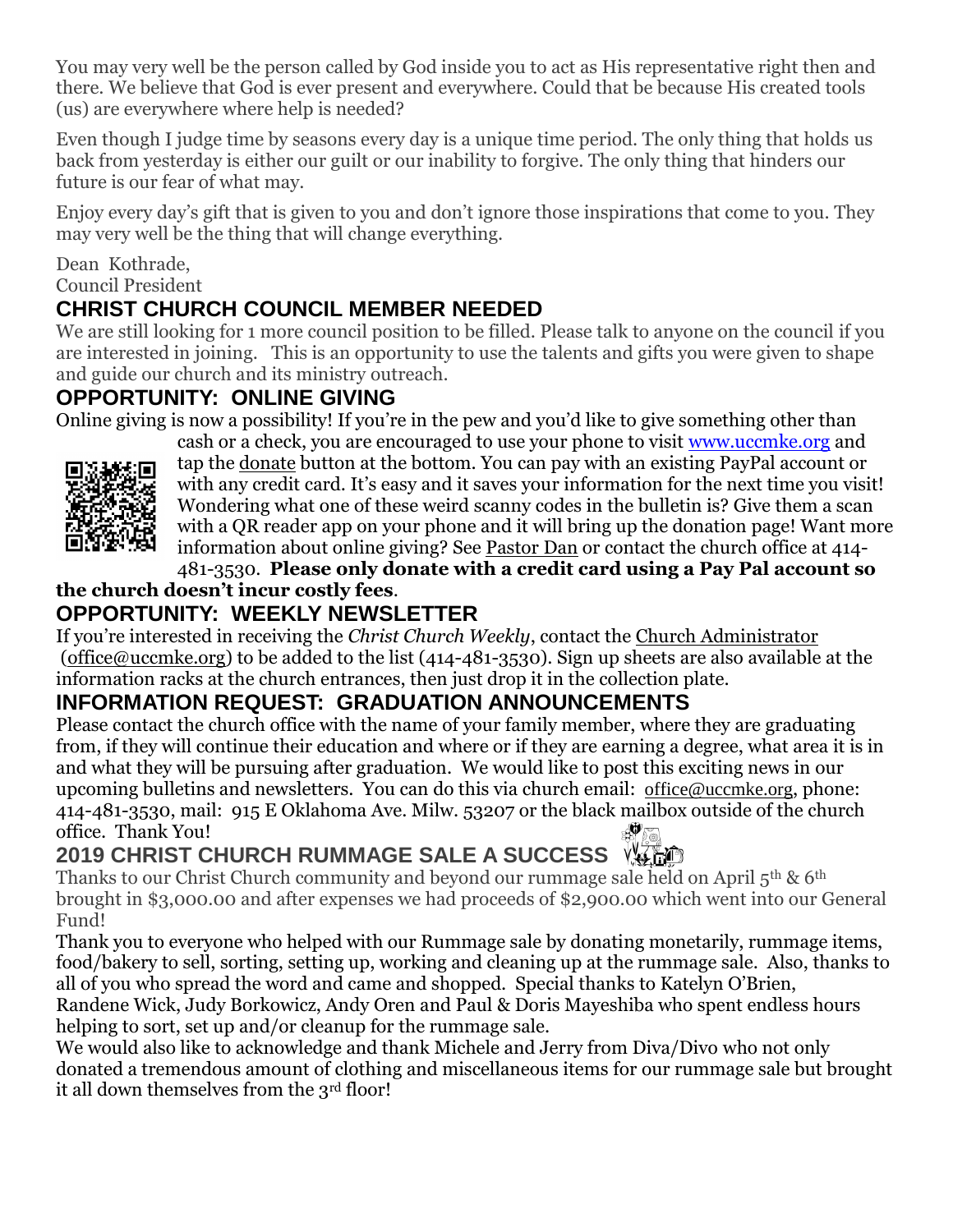You may very well be the person called by God inside you to act as His representative right then and there. We believe that God is ever present and everywhere. Could that be because His created tools (us) are everywhere where help is needed?

Even though I judge time by seasons every day is a unique time period. The only thing that holds us back from yesterday is either our guilt or our inability to forgive. The only thing that hinders our future is our fear of what may.

Enjoy every day's gift that is given to you and don't ignore those inspirations that come to you. They may very well be the thing that will change everything.

Dean Kothrade,
Council President

## CHRIST CHURCH COUNCIL MEMBER NEEDED

We are still looking for 1 more council position to be filled. Please talk to anyone on the council if you are interested in joining. This is an opportunity to use the talents and gifts you were given to shape and guide our church and its ministry outreach.

## OPPORTUNITY: ONLINE GIVING

Online giving is now a possibility! If you're in the pew and you'd like to give something other than cash or a check, you are encouraged to use your phone to visit www.uccmke.org and tap the donate button at the bottom. You can pay with an existing PayPal account or with any credit card. It's easy and it saves your information for the next time you visit! Wondering what one of these weird scanny codes in the bulletin is? Give them a scan with a QR reader app on your phone and it will bring up the donation page! Want more information about online giving? See Pastor Dan or contact the church office at 414-481-3530. **Please only donate with a credit card using a Pay Pal account so the church doesn't incur costly fees**.

## OPPORTUNITY: WEEKLY NEWSLETTER

If you're interested in receiving the *Christ Church Weekly*, contact the Church Administrator (office@uccmke.org) to be added to the list (414-481-3530). Sign up sheets are also available at the information racks at the church entrances, then just drop it in the collection plate.

## INFORMATION REQUEST: GRADUATION ANNOUNCEMENTS

Please contact the church office with the name of your family member, where they are graduating from, if they will continue their education and where or if they are earning a degree, what area it is in and what they will be pursuing after graduation. We would like to post this exciting news in our upcoming bulletins and newsletters. You can do this via church email: office@uccmke.org, phone: 414-481-3530, mail: 915 E Oklahoma Ave. Milw. 53207 or the black mailbox outside of the church office. Thank You!

## 2019 CHRIST CHURCH RUMMAGE SALE A SUCCESS

Thanks to our Christ Church community and beyond our rummage sale held on April 5th & 6th brought in $3,000.00 and after expenses we had proceeds of $2,900.00 which went into our General Fund!

Thank you to everyone who helped with our Rummage sale by donating monetarily, rummage items, food/bakery to sell, sorting, setting up, working and cleaning up at the rummage sale. Also, thanks to all of you who spread the word and came and shopped. Special thanks to Katelyn O'Brien, Randene Wick, Judy Borkowicz, Andy Oren and Paul & Doris Mayeshiba who spent endless hours helping to sort, set up and/or cleanup for the rummage sale.

We would also like to acknowledge and thank Michele and Jerry from Diva/Divo who not only donated a tremendous amount of clothing and miscellaneous items for our rummage sale but brought it all down themselves from the 3rd floor!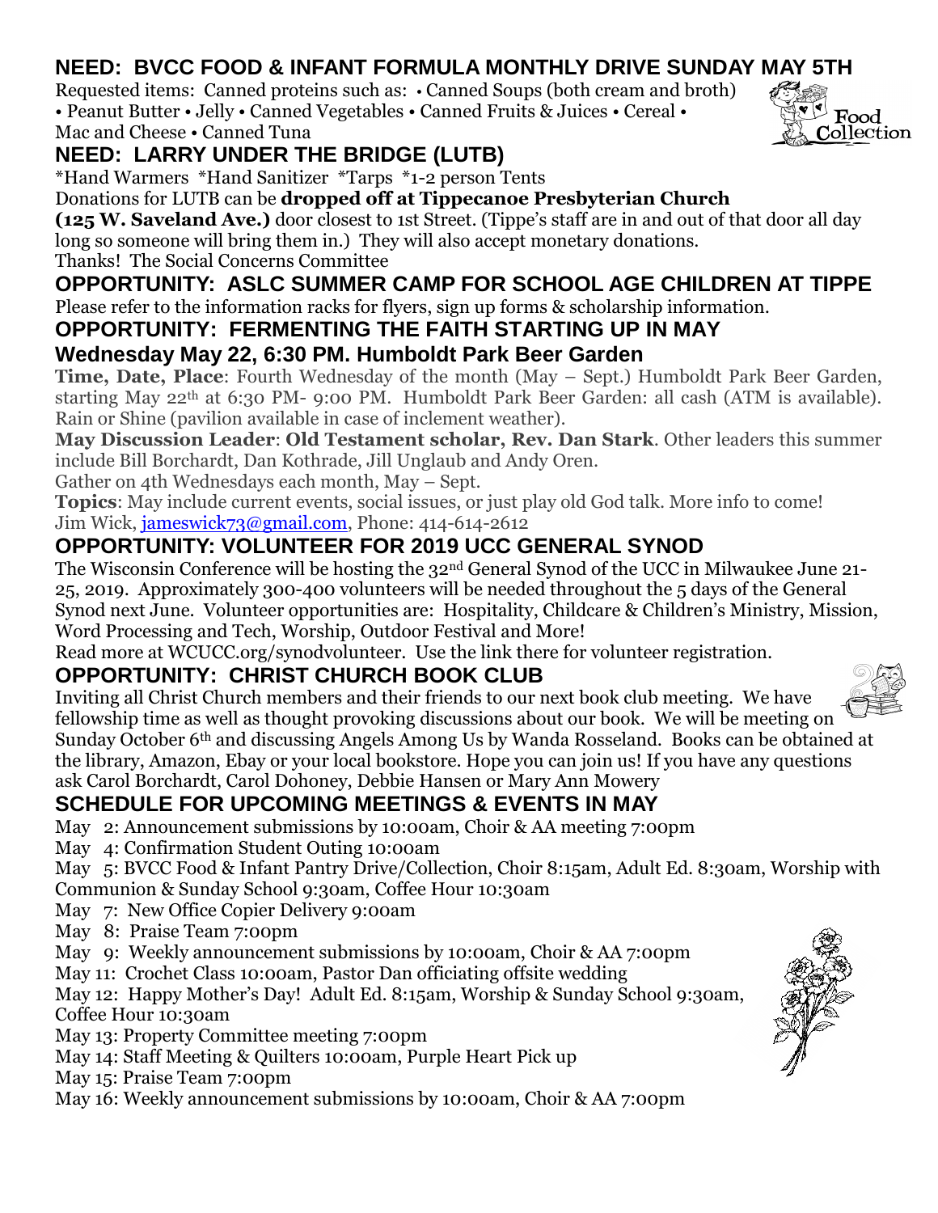## NEED: BVCC FOOD & INFANT FORMULA MONTHLY DRIVE SUNDAY MAY 5TH

Requested items: Canned proteins such as: • Canned Soups (both cream and broth) • Peanut Butter • Jelly • Canned Vegetables • Canned Fruits & Juices • Cereal • Mac and Cheese • Canned Tuna

## NEED: LARRY UNDER THE BRIDGE (LUTB)

*Hand Warmers *Hand Sanitizer *Tarps *1-2 person Tents

Donations for LUTB can be **dropped off at Tippecanoe Presbyterian Church (125 W. Saveland Ave.)** door closest to 1st Street. (Tippe's staff are in and out of that door all day long so someone will bring them in.) They will also accept monetary donations.

Thanks! The Social Concerns Committee

## OPPORTUNITY: ASLC SUMMER CAMP FOR SCHOOL AGE CHILDREN AT TIPPE

Please refer to the information racks for flyers, sign up forms & scholarship information.

## OPPORTUNITY: FERMENTING THE FAITH STARTING UP IN MAY

### Wednesday May 22, 6:30 PM. Humboldt Park Beer Garden

**Time, Date, Place**: Fourth Wednesday of the month (May – Sept.) Humboldt Park Beer Garden, starting May 22nd at 6:30 PM- 9:00 PM. Humboldt Park Beer Garden: all cash (ATM is available). Rain or Shine (pavilion available in case of inclement weather).

**May Discussion Leader**: **Old Testament scholar, Rev. Dan Stark**. Other leaders this summer include Bill Borchardt, Dan Kothrade, Jill Unglaub and Andy Oren.

Gather on 4th Wednesdays each month, May – Sept.

**Topics**: May include current events, social issues, or just play old God talk. More info to come!

Jim Wick, jameswick73@gmail.com, Phone: 414-614-2612

## OPPORTUNITY: VOLUNTEER FOR 2019 UCC GENERAL SYNOD

The Wisconsin Conference will be hosting the 32nd General Synod of the UCC in Milwaukee June 21-25, 2019. Approximately 300-400 volunteers will be needed throughout the 5 days of the General Synod next June. Volunteer opportunities are: Hospitality, Childcare & Children's Ministry, Mission, Word Processing and Tech, Worship, Outdoor Festival and More!

Read more at WCUCC.org/synodvolunteer. Use the link there for volunteer registration.

## OPPORTUNITY: CHRIST CHURCH BOOK CLUB

Inviting all Christ Church members and their friends to our next book club meeting. We have fellowship time as well as thought provoking discussions about our book. We will be meeting on Sunday October 6th and discussing Angels Among Us by Wanda Rosseland. Books can be obtained at the library, Amazon, Ebay or your local bookstore. Hope you can join us! If you have any questions ask Carol Borchardt, Carol Dohoney, Debbie Hansen or Mary Ann Mowery

## SCHEDULE FOR UPCOMING MEETINGS & EVENTS IN MAY

May 2: Announcement submissions by 10:00am, Choir & AA meeting 7:00pm
May 4: Confirmation Student Outing 10:00am
May 5: BVCC Food & Infant Pantry Drive/Collection, Choir 8:15am, Adult Ed. 8:30am, Worship with Communion & Sunday School 9:30am, Coffee Hour 10:30am
May 7: New Office Copier Delivery 9:00am
May 8: Praise Team 7:00pm
May 9: Weekly announcement submissions by 10:00am, Choir & AA 7:00pm
May 11: Crochet Class 10:00am, Pastor Dan officiating offsite wedding
May 12: Happy Mother's Day! Adult Ed. 8:15am, Worship & Sunday School 9:30am, Coffee Hour 10:30am
May 13: Property Committee meeting 7:00pm
May 14: Staff Meeting & Quilters 10:00am, Purple Heart Pick up
May 15: Praise Team 7:00pm
May 16: Weekly announcement submissions by 10:00am, Choir & AA 7:00pm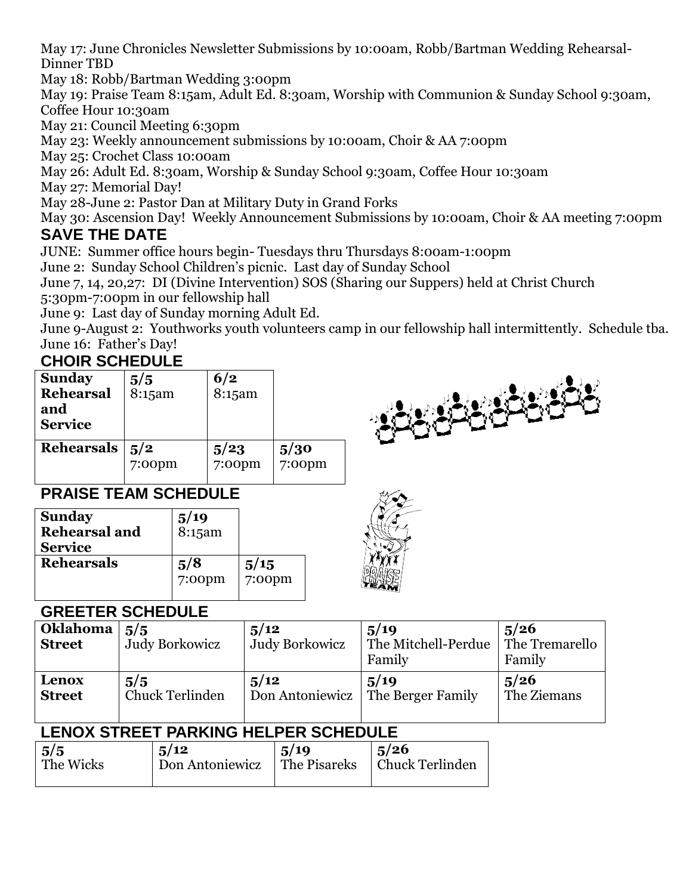May 17: June Chronicles Newsletter Submissions by 10:00am, Robb/Bartman Wedding Rehearsal-Dinner TBD

May 18: Robb/Bartman Wedding 3:00pm

May 19: Praise Team 8:15am, Adult Ed. 8:30am, Worship with Communion & Sunday School 9:30am, Coffee Hour 10:30am

May 21: Council Meeting 6:30pm

May 23: Weekly announcement submissions by 10:00am, Choir & AA 7:00pm

May 25: Crochet Class 10:00am

May 26: Adult Ed. 8:30am, Worship & Sunday School 9:30am, Coffee Hour 10:30am

May 27: Memorial Day!

May 28-June 2: Pastor Dan at Military Duty in Grand Forks

May 30: Ascension Day! Weekly Announcement Submissions by 10:00am, Choir & AA meeting 7:00pm

## SAVE THE DATE

JUNE: Summer office hours begin- Tuesdays thru Thursdays 8:00am-1:00pm

June 2: Sunday School Children's picnic. Last day of Sunday School

June 7, 14, 20,27: DI (Divine Intervention) SOS (Sharing our Suppers) held at Christ Church 5:30pm-7:00pm in our fellowship hall

June 9: Last day of Sunday morning Adult Ed.

June 9-August 2: Youthworks youth volunteers camp in our fellowship hall intermittently. Schedule tba.

June 16: Father's Day!

## CHOIR SCHEDULE

| | | | |
|---|---|---|---|
| **Sunday Rehearsal and Service** | **5/5** 8:15am | **6/2** 8:15am | |
| **Rehearsals** | **5/2** 7:00pm | **5/23** 7:00pm | **5/30** 7:00pm |

## PRAISE TEAM SCHEDULE

| | | |
|---|---|---|
| **Sunday Rehearsal and Service** | **5/19** 8:15am | |
| **Rehearsals** | **5/8** 7:00pm | **5/15** 7:00pm |

## GREETER SCHEDULE

| | | | | |
|---|---|---|---|---|
| **Oklahoma Street** | **5/5** Judy Borkowicz | **5/12** Judy Borkowicz | **5/19** The Mitchell-Perdue Family | **5/26** The Tremarello Family |
| **Lenox Street** | **5/5** Chuck Terlinden | **5/12** Don Antoniewicz | **5/19** The Berger Family | **5/26** The Ziemans |

## LENOX STREET PARKING HELPER SCHEDULE

| | | | |
|---|---|---|---|
| **5/5** The Wicks | **5/12** Don Antoniewicz | **5/19** The Pisareks | **5/26** Chuck Terlinden |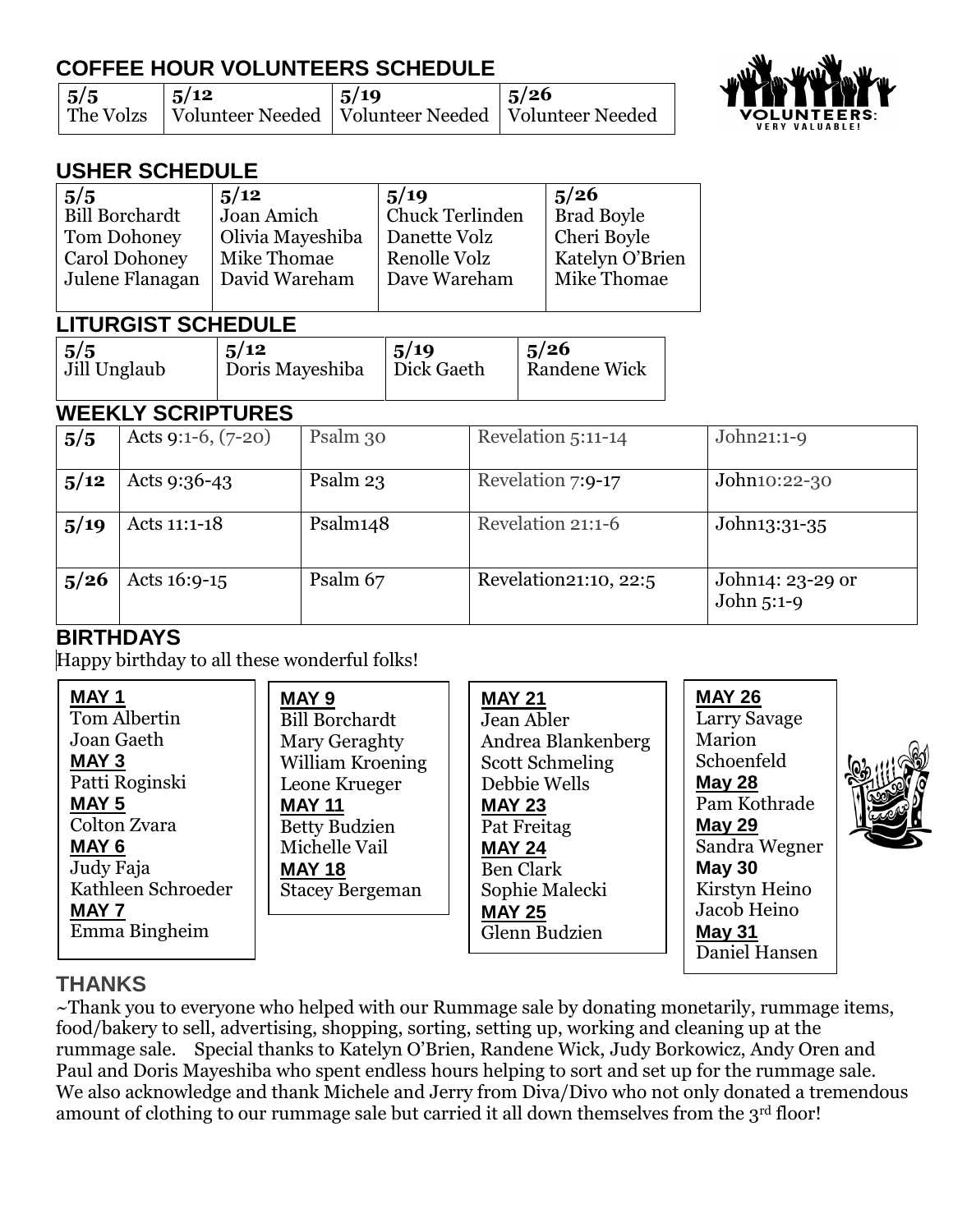## COFFEE HOUR VOLUNTEERS SCHEDULE

| 5/5 | 5/12 | 5/19 | 5/26 |
|---|---|---|---|
| The Volzs | Volunteer Needed | Volunteer Needed | Volunteer Needed |

## USHER SCHEDULE

| 5/5 | 5/12 | 5/19 | 5/26 |
|---|---|---|---|
| Bill Borchardt | Joan Amich | Chuck Terlinden | Brad Boyle |
| Tom Dohoney | Olivia Mayeshiba | Danette Volz | Cheri Boyle |
| Carol Dohoney | Mike Thomae | Renolle Volz | Katelyn O'Brien |
| Julene Flanagan | David Wareham | Dave Wareham | Mike Thomae |

## LITURGIST SCHEDULE

| 5/5 | 5/12 | 5/19 | 5/26 |
|---|---|---|---|
| Jill Unglaub | Doris Mayeshiba | Dick Gaeth | Randene Wick |

## WEEKLY SCRIPTURES

| | | | | |
|---|---|---|---|---|
| **5/5** | Acts 9:1-6, (7-20) | Psalm 30 | Revelation 5:11-14 | John21:1-9 |
| **5/12** | Acts 9:36-43 | Psalm 23 | Revelation 7:9-17 | John10:22-30 |
| **5/19** | Acts 11:1-18 | Psalm148 | Revelation 21:1-6 | John13:31-35 |
| **5/26** | Acts 16:9-15 | Psalm 67 | Revelation21:10, 22:5 | John14: 23-29 or John 5:1-9 |

## BIRTHDAYS

Happy birthday to all these wonderful folks!

**MAY 1**
Tom Albertin
Joan Gaeth
**MAY 3**
Patti Roginski
**MAY 5**
Colton Zvara
**MAY 6**
Judy Faja
Kathleen Schroeder
**MAY 7**
Emma Bingheim

**MAY 9**
Bill Borchardt
Mary Geraghty
William Kroening
Leone Krueger
**MAY 11**
Betty Budzien
Michelle Vail
**MAY 18**
Stacey Bergeman

**MAY 21**
Jean Abler
Andrea Blankenberg
Scott Schmeling
Debbie Wells
**MAY 23**
Pat Freitag
**MAY 24**
Ben Clark
Sophie Malecki
**MAY 25**
Glenn Budzien

**MAY 26**
Larry Savage
Marion Schoenfeld
**May 28**
Pam Kothrade
**May 29**
Sandra Wegner
**May 30**
Kirstyn Heino
Jacob Heino
**May 31**
Daniel Hansen

## THANKS

~Thank you to everyone who helped with our Rummage sale by donating monetarily, rummage items, food/bakery to sell, advertising, shopping, sorting, setting up, working and cleaning up at the rummage sale. Special thanks to Katelyn O'Brien, Randene Wick, Judy Borkowicz, Andy Oren and Paul and Doris Mayeshiba who spent endless hours helping to sort and set up for the rummage sale. We also acknowledge and thank Michele and Jerry from Diva/Divo who not only donated a tremendous amount of clothing to our rummage sale but carried it all down themselves from the 3rd floor!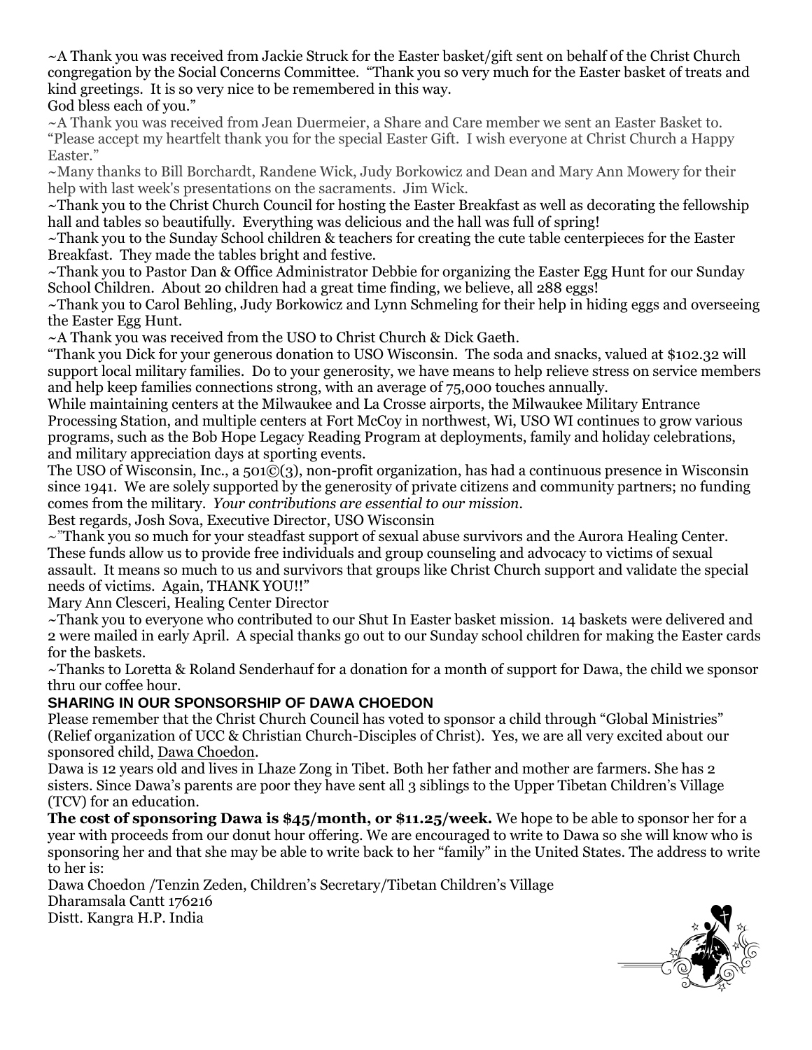~A Thank you was received from Jackie Struck for the Easter basket/gift sent on behalf of the Christ Church congregation by the Social Concerns Committee. "Thank you so very much for the Easter basket of treats and kind greetings. It is so very nice to be remembered in this way.
God bless each of you."

~A Thank you was received from Jean Duermeier, a Share and Care member we sent an Easter Basket to. "Please accept my heartfelt thank you for the special Easter Gift. I wish everyone at Christ Church a Happy Easter."

~Many thanks to Bill Borchardt, Randene Wick, Judy Borkowicz and Dean and Mary Ann Mowery for their help with last week's presentations on the sacraments. Jim Wick.

~Thank you to the Christ Church Council for hosting the Easter Breakfast as well as decorating the fellowship hall and tables so beautifully. Everything was delicious and the hall was full of spring!

~Thank you to the Sunday School children & teachers for creating the cute table centerpieces for the Easter Breakfast. They made the tables bright and festive.

~Thank you to Pastor Dan & Office Administrator Debbie for organizing the Easter Egg Hunt for our Sunday School Children. About 20 children had a great time finding, we believe, all 288 eggs!

~Thank you to Carol Behling, Judy Borkowicz and Lynn Schmeling for their help in hiding eggs and overseeing the Easter Egg Hunt.

~A Thank you was received from the USO to Christ Church & Dick Gaeth.
"Thank you Dick for your generous donation to USO Wisconsin. The soda and snacks, valued at $102.32 will support local military families. Do to your generosity, we have means to help relieve stress on service members and help keep families connections strong, with an average of 75,000 touches annually.
While maintaining centers at the Milwaukee and La Crosse airports, the Milwaukee Military Entrance Processing Station, and multiple centers at Fort McCoy in northwest, Wi, USO WI continues to grow various programs, such as the Bob Hope Legacy Reading Program at deployments, family and holiday celebrations, and military appreciation days at sporting events.
The USO of Wisconsin, Inc., a 501©(3), non-profit organization, has had a continuous presence in Wisconsin since 1941. We are solely supported by the generosity of private citizens and community partners; no funding comes from the military. *Your contributions are essential to our mission.*
Best regards, Josh Sova, Executive Director, USO Wisconsin

~"Thank you so much for your steadfast support of sexual abuse survivors and the Aurora Healing Center. These funds allow us to provide free individuals and group counseling and advocacy to victims of sexual assault. It means so much to us and survivors that groups like Christ Church support and validate the special needs of victims. Again, THANK YOU!!"
Mary Ann Clesceri, Healing Center Director

~Thank you to everyone who contributed to our Shut In Easter basket mission. 14 baskets were delivered and 2 were mailed in early April. A special thanks go out to our Sunday school children for making the Easter cards for the baskets.

~Thanks to Loretta & Roland Senderhauf for a donation for a month of support for Dawa, the child we sponsor thru our coffee hour.

## SHARING IN OUR SPONSORSHIP OF DAWA CHOEDON

Please remember that the Christ Church Council has voted to sponsor a child through "Global Ministries" (Relief organization of UCC & Christian Church-Disciples of Christ). Yes, we are all very excited about our sponsored child, Dawa Choedon.

Dawa is 12 years old and lives in Lhaze Zong in Tibet. Both her father and mother are farmers. She has 2 sisters. Since Dawa's parents are poor they have sent all 3 siblings to the Upper Tibetan Children's Village (TCV) for an education.

**The cost of sponsoring Dawa is $45/month, or $11.25/week.** We hope to be able to sponsor her for a year with proceeds from our donut hour offering. We are encouraged to write to Dawa so she will know who is sponsoring her and that she may be able to write back to her "family" in the United States. The address to write to her is:

Dawa Choedon /Tenzin Zeden, Children's Secretary/Tibetan Children's Village
Dharamsala Cantt 176216
Distt. Kangra H.P. India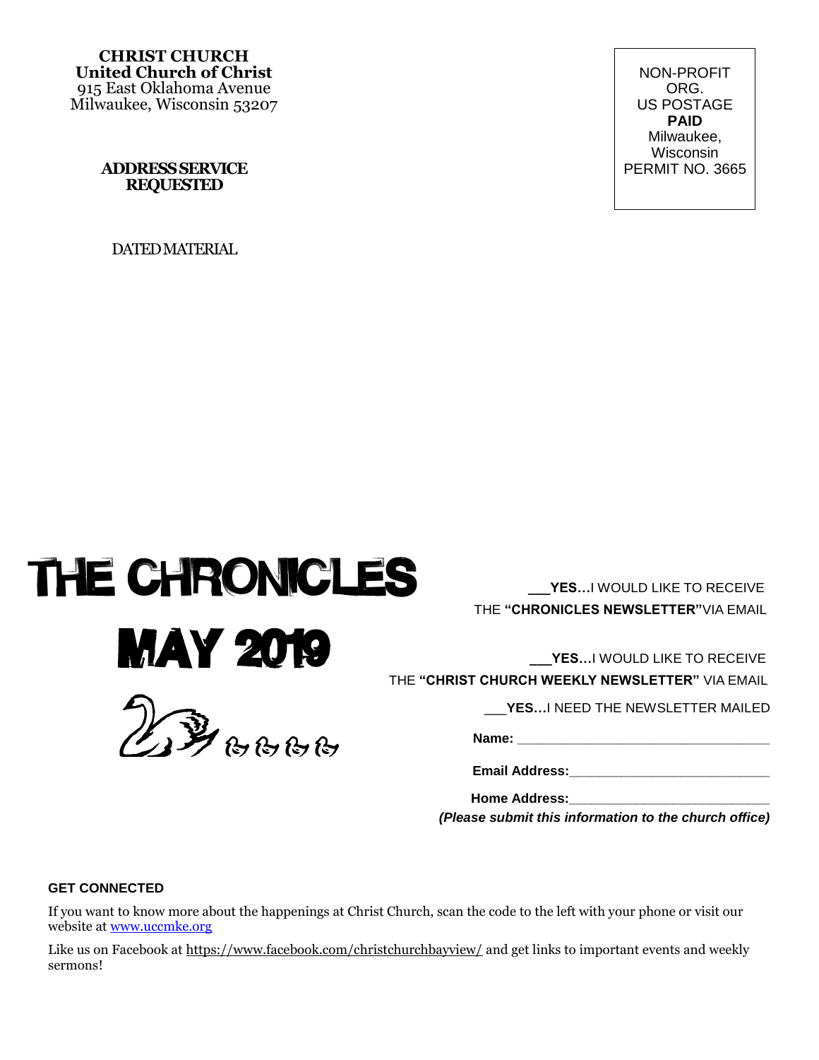**CHRIST CHURCH**
**United Church of Christ**
915 East Oklahoma Avenue
Milwaukee, Wisconsin 53207

**ADDRESS SERVICE REQUESTED**

DATED MATERIAL

NON-PROFIT ORG.
US POSTAGE
**PAID**
Milwaukee, Wisconsin
PERMIT NO. 3665

# THE CHRONICLES

# MAY 2019

___**YES…**I WOULD LIKE TO RECEIVE THE **"CHRONICLES NEWSLETTER"**VIA EMAIL

___**YES…**I WOULD LIKE TO RECEIVE THE **"CHRIST CHURCH WEEKLY NEWSLETTER"** VIA EMAIL

___**YES…**I NEED THE NEWSLETTER MAILED

**Name:** ________________________________

**Email Address:**__________________________

**Home Address:**__________________________

***(Please submit this information to the church office)***

**GET CONNECTED**

If you want to know more about the happenings at Christ Church, scan the code to the left with your phone or visit our website at www.uccmke.org

Like us on Facebook at https://www.facebook.com/christchurchbayview/ and get links to important events and weekly sermons!